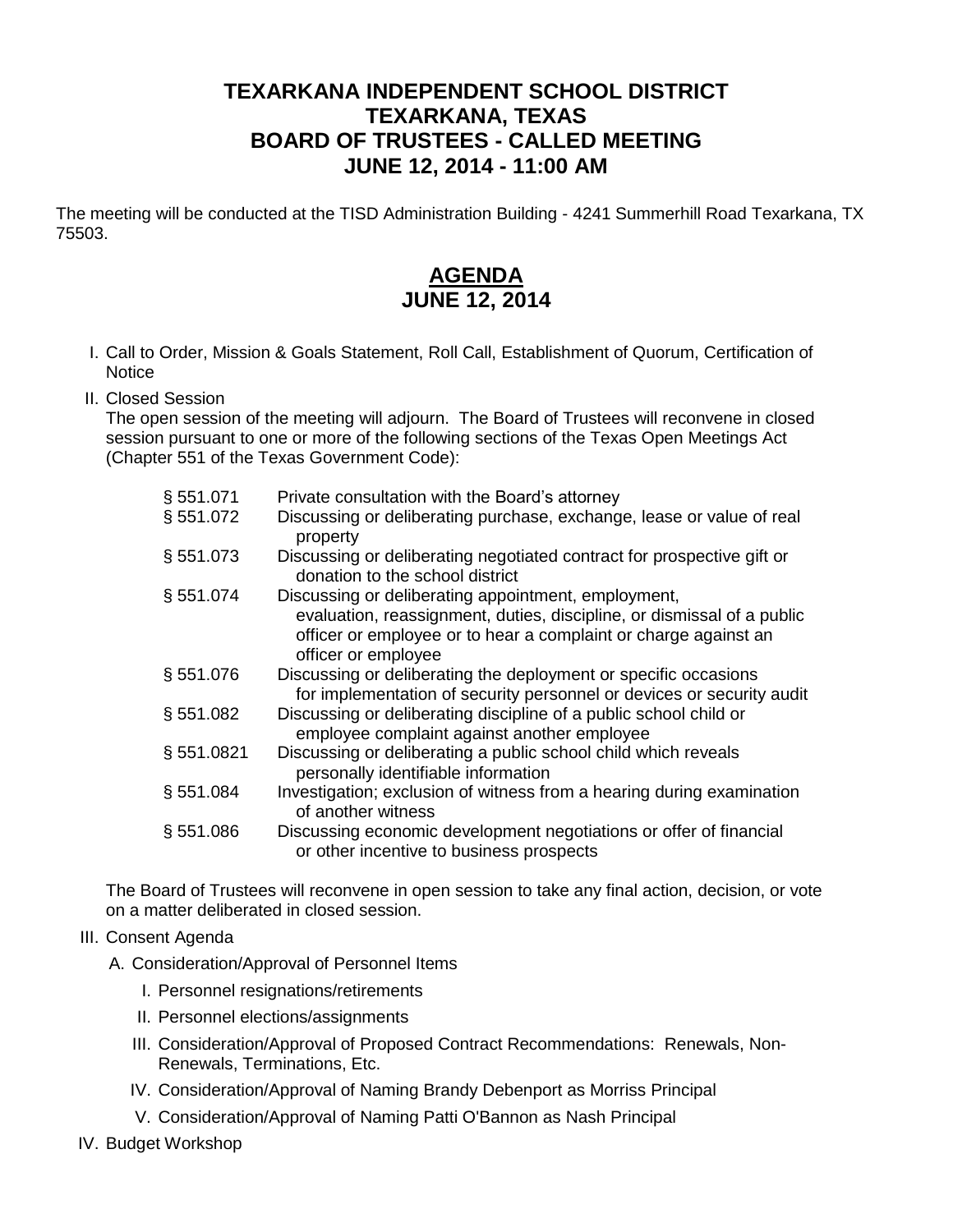# TEXARKANA INDEPENDENT SCHOOL DISTRICT
# TEXARKANA, TEXAS
# BOARD OF TRUSTEES - CALLED MEETING
# JUNE 12, 2014 - 11:00 AM

The meeting will be conducted at the TISD Administration Building - 4241 Summerhill Road Texarkana, TX 75503.

## AGENDA
## JUNE 12, 2014

I. Call to Order, Mission & Goals Statement, Roll Call, Establishment of Quorum, Certification of Notice

II. Closed Session

The open session of the meeting will adjourn. The Board of Trustees will reconvene in closed session pursuant to one or more of the following sections of the Texas Open Meetings Act (Chapter 551 of the Texas Government Code):

| | |
|---|---|
| § 551.071 | Private consultation with the Board's attorney |
| § 551.072 | Discussing or deliberating purchase, exchange, lease or value of real property |
| § 551.073 | Discussing or deliberating negotiated contract for prospective gift or donation to the school district |
| § 551.074 | Discussing or deliberating appointment, employment, evaluation, reassignment, duties, discipline, or dismissal of a public officer or employee or to hear a complaint or charge against an officer or employee |
| § 551.076 | Discussing or deliberating the deployment or specific occasions for implementation of security personnel or devices or security audit |
| § 551.082 | Discussing or deliberating discipline of a public school child or employee complaint against another employee |
| § 551.0821 | Discussing or deliberating a public school child which reveals personally identifiable information |
| § 551.084 | Investigation; exclusion of witness from a hearing during examination of another witness |
| § 551.086 | Discussing economic development negotiations or offer of financial or other incentive to business prospects |

The Board of Trustees will reconvene in open session to take any final action, decision, or vote on a matter deliberated in closed session.

III. Consent Agenda

A. Consideration/Approval of Personnel Items

I. Personnel resignations/retirements

II. Personnel elections/assignments

III. Consideration/Approval of Proposed Contract Recommendations: Renewals, Non-Renewals, Terminations, Etc.

IV. Consideration/Approval of Naming Brandy Debenport as Morriss Principal

V. Consideration/Approval of Naming Patti O'Bannon as Nash Principal

IV. Budget Workshop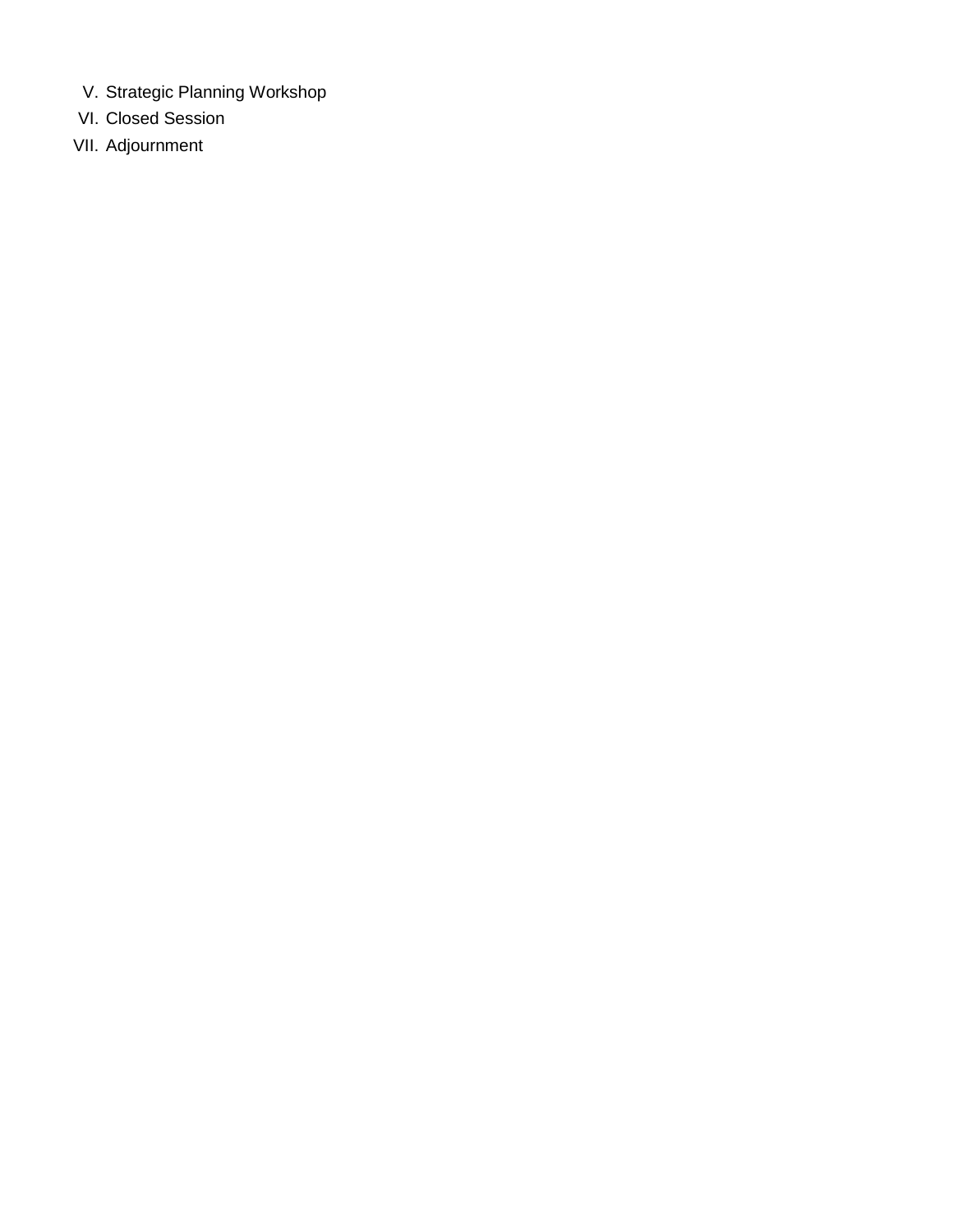V. Strategic Planning Workshop
VI. Closed Session
VII. Adjournment